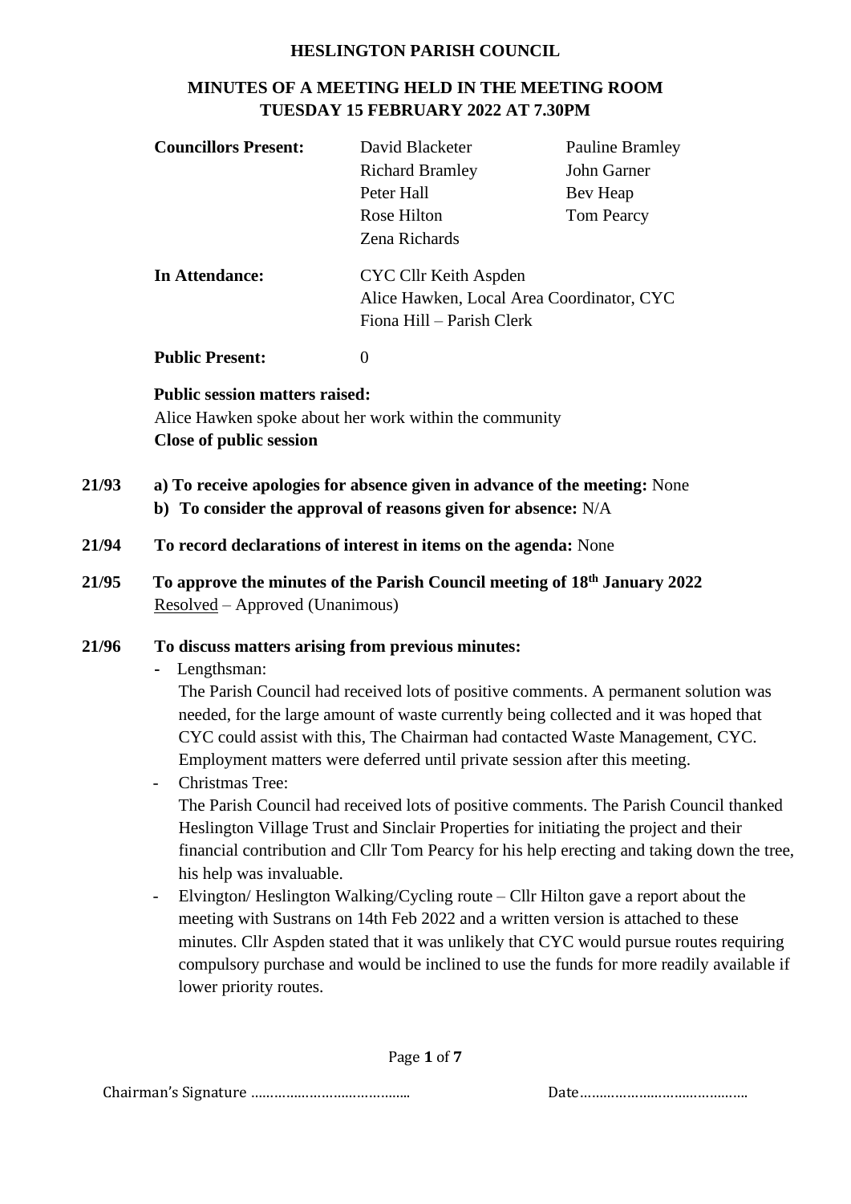**HESLINGTON PARISH COUNCIL**

**MINUTES OF A MEETING HELD IN THE MEETING ROOM TUESDAY 15 FEBRUARY 2022 AT 7.30PM**

| | | |
|---|---|---|
| **Councillors Present:** | David Blacketer | Pauline Bramley |
| | Richard Bramley | John Garner |
| | Peter Hall | Bev Heap |
| | Rose Hilton | Tom Pearcy |
| | Zena Richards | |
| **In Attendance:** | CYC Cllr Keith Aspden | |
| | Alice Hawken, Local Area Coordinator, CYC | |
| | Fiona Hill – Parish Clerk | |
| **Public Present:** | 0 | |

**Public session matters raised:**
Alice Hawken spoke about her work within the community
**Close of public session**

**21/93** **a) To receive apologies for absence given in advance of the meeting:** None
**b) To consider the approval of reasons given for absence:** N/A

**21/94** **To record declarations of interest in items on the agenda:** None

**21/95** **To approve the minutes of the Parish Council meeting of 18th January 2022**
Resolved – Approved (Unanimous)

**21/96** **To discuss matters arising from previous minutes:**

- Lengthsman:
  The Parish Council had received lots of positive comments. A permanent solution was needed, for the large amount of waste currently being collected and it was hoped that CYC could assist with this, The Chairman had contacted Waste Management, CYC. Employment matters were deferred until private session after this meeting.
- Christmas Tree:
  The Parish Council had received lots of positive comments. The Parish Council thanked Heslington Village Trust and Sinclair Properties for initiating the project and their financial contribution and Cllr Tom Pearcy for his help erecting and taking down the tree, his help was invaluable.
- Elvington/ Heslington Walking/Cycling route – Cllr Hilton gave a report about the meeting with Sustrans on 14th Feb 2022 and a written version is attached to these minutes. Cllr Aspden stated that it was unlikely that CYC would pursue routes requiring compulsory purchase and would be inclined to use the funds for more readily available if lower priority routes.

Chairman's Signature …………………………………… Date……………………………………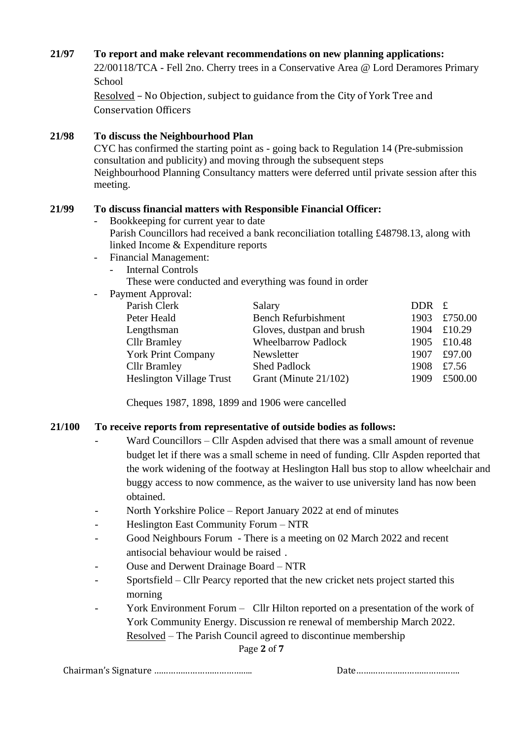**21/97 To report and make relevant recommendations on new planning applications:**

22/00118/TCA - Fell 2no. Cherry trees in a Conservative Area @ Lord Deramores Primary School

Resolved – No Objection, subject to guidance from the City of York Tree and Conservation Officers

**21/98 To discuss the Neighbourhood Plan**

CYC has confirmed the starting point as - going back to Regulation 14 (Pre-submission consultation and publicity) and moving through the subsequent steps

Neighbourhood Planning Consultancy matters were deferred until private session after this meeting.

**21/99 To discuss financial matters with Responsible Financial Officer:**

- Bookkeeping for current year to date
  Parish Councillors had received a bank reconciliation totalling £48798.13, along with linked Income & Expenditure reports
- Financial Management:
  - Internal Controls
    These were conducted and everything was found in order
- Payment Approval:

| | | | |
|---|---|---|---|
| Parish Clerk | Salary | DDR | £ |
| Peter Heald | Bench Refurbishment | 1903 | £750.00 |
| Lengthsman | Gloves, dustpan and brush | 1904 | £10.29 |
| Cllr Bramley | Wheelbarrow Padlock | 1905 | £10.48 |
| York Print Company | Newsletter | 1907 | £97.00 |
| Cllr Bramley | Shed Padlock | 1908 | £7.56 |
| Heslington Village Trust | Grant (Minute 21/102) | 1909 | £500.00 |

Cheques 1987, 1898, 1899 and 1906 were cancelled

**21/100 To receive reports from representative of outside bodies as follows:**

- Ward Councillors – Cllr Aspden advised that there was a small amount of revenue budget let if there was a small scheme in need of funding. Cllr Aspden reported that the work widening of the footway at Heslington Hall bus stop to allow wheelchair and buggy access to now commence, as the waiver to use university land has now been obtained.
- North Yorkshire Police – Report January 2022 at end of minutes
- Heslington East Community Forum – NTR
- Good Neighbours Forum - There is a meeting on 02 March 2022 and recent antisocial behaviour would be raised .
- Ouse and Derwent Drainage Board – NTR
- Sportsfield – Cllr Pearcy reported that the new cricket nets project started this morning
- York Environment Forum – Cllr Hilton reported on a presentation of the work of York Community Energy. Discussion re renewal of membership March 2022.
  Resolved – The Parish Council agreed to discontinue membership

Chairman's Signature …………………………………. Date……………………………………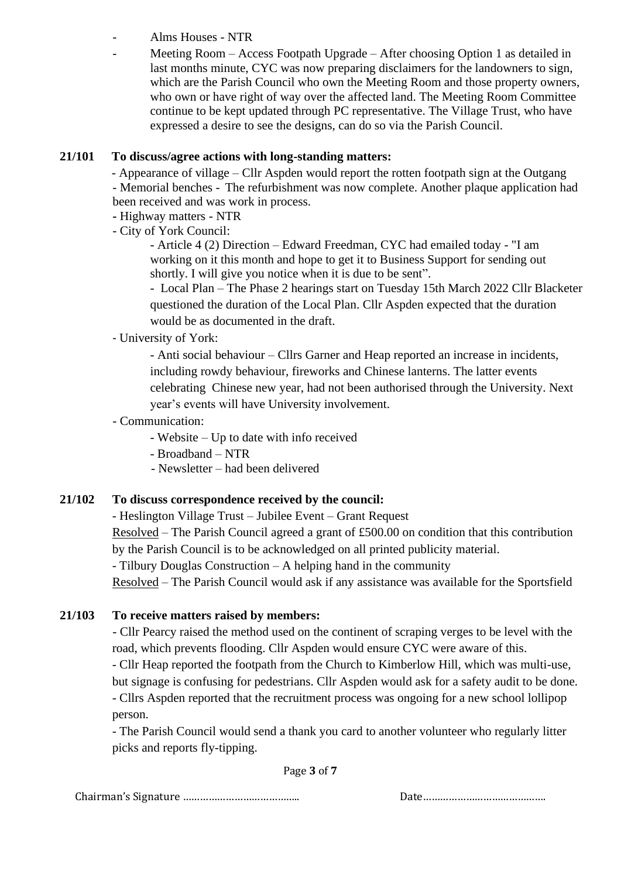- Alms Houses - NTR
- Meeting Room – Access Footpath Upgrade – After choosing Option 1 as detailed in last months minute, CYC was now preparing disclaimers for the landowners to sign, which are the Parish Council who own the Meeting Room and those property owners, who own or have right of way over the affected land. The Meeting Room Committee continue to be kept updated through PC representative. The Village Trust, who have expressed a desire to see the designs, can do so via the Parish Council.

**21/101 To discuss/agree actions with long-standing matters:**

- Appearance of village – Cllr Aspden would report the rotten footpath sign at the Outgang
- Memorial benches - The refurbishment was now complete. Another plaque application had been received and was work in process.
- Highway matters - NTR
- City of York Council:
  - Article 4 (2) Direction – Edward Freedman, CYC had emailed today - "I am working on it this month and hope to get it to Business Support for sending out shortly. I will give you notice when it is due to be sent".
  - Local Plan – The Phase 2 hearings start on Tuesday 15th March 2022 Cllr Blacketer questioned the duration of the Local Plan. Cllr Aspden expected that the duration would be as documented in the draft.
- University of York:
  - Anti social behaviour – Cllrs Garner and Heap reported an increase in incidents, including rowdy behaviour, fireworks and Chinese lanterns. The latter events celebrating Chinese new year, had not been authorised through the University. Next year's events will have University involvement.
- Communication:
  - Website – Up to date with info received
  - Broadband – NTR
  - Newsletter – had been delivered

**21/102 To discuss correspondence received by the council:**

- Heslington Village Trust – Jubilee Event – Grant Request

Resolved – The Parish Council agreed a grant of £500.00 on condition that this contribution by the Parish Council is to be acknowledged on all printed publicity material.

- Tilbury Douglas Construction – A helping hand in the community

Resolved – The Parish Council would ask if any assistance was available for the Sportsfield

**21/103 To receive matters raised by members:**

- Cllr Pearcy raised the method used on the continent of scraping verges to be level with the road, which prevents flooding. Cllr Aspden would ensure CYC were aware of this.
- Cllr Heap reported the footpath from the Church to Kimberlow Hill, which was multi-use, but signage is confusing for pedestrians. Cllr Aspden would ask for a safety audit to be done.
- Cllrs Aspden reported that the recruitment process was ongoing for a new school lollipop person.
- The Parish Council would send a thank you card to another volunteer who regularly litter picks and reports fly-tipping.

Chairman's Signature …………………………………… Date……………………………………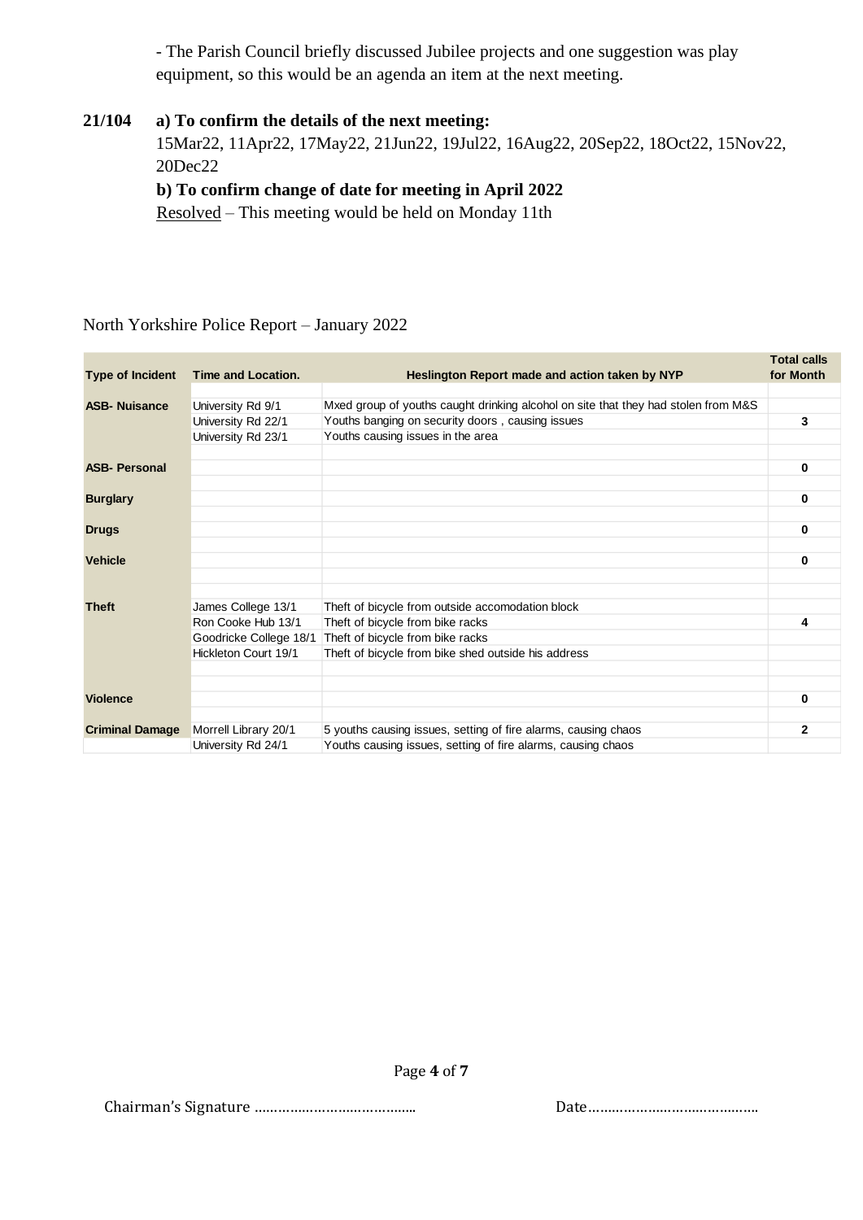- The Parish Council briefly discussed Jubilee projects and one suggestion was play equipment, so this would be an agenda an item at the next meeting.

**21/104** **a) To confirm the details of the next meeting:**

15Mar22, 11Apr22, 17May22, 21Jun22, 19Jul22, 16Aug22, 20Sep22, 18Oct22, 15Nov22, 20Dec22

**b) To confirm change of date for meeting in April 2022**

Resolved – This meeting would be held on Monday 11th

North Yorkshire Police Report – January 2022

| Type of Incident | Time and Location. | Heslington Report made and action taken by NYP | Total calls for Month |
|---|---|---|---|
| ASB- Nuisance | University Rd 9/1 | Mxed group of youths caught drinking alcohol on site that they had stolen from M&S | |
| | University Rd 22/1 | Youths banging on security doors , causing issues | 3 |
| | University Rd 23/1 | Youths causing issues in the area | |
| ASB- Personal | | | 0 |
| Burglary | | | 0 |
| Drugs | | | 0 |
| Vehicle | | | 0 |
| Theft | James College 13/1 | Theft of bicycle from outside accomodation block | |
| | Ron Cooke Hub 13/1 | Theft of bicycle from bike racks | 4 |
| | Goodricke College 18/1 | Theft of bicycle from bike racks | |
| | Hickleton Court 19/1 | Theft of bicycle from bike shed outside his address | |
| Violence | | | 0 |
| Criminal Damage | Morrell Library 20/1 | 5 youths causing issues, setting of fire alarms, causing chaos | 2 |
| | University Rd 24/1 | Youths causing issues, setting of fire alarms, causing chaos | |

Chairman's Signature …………………………………… Date……………………………………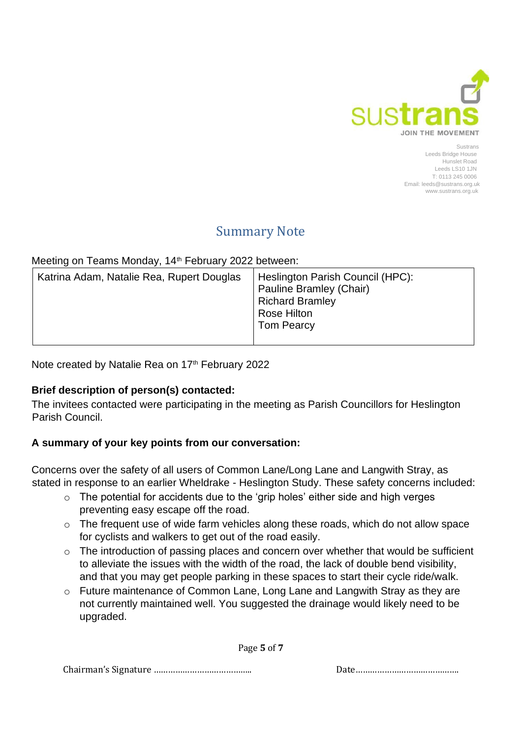Sustrans
Leeds Bridge House
Hunslet Road
Leeds LS10 1JN
T: 0113 245 0006
Email: leeds@sustrans.org.uk
www.sustrans.org.uk

# Summary Note

Meeting on Teams Monday, 14th February 2022 between:

| | |
|---|---|
| Katrina Adam, Natalie Rea, Rupert Douglas | Heslington Parish Council (HPC):<br>Pauline Bramley (Chair)<br>Richard Bramley<br>Rose Hilton<br>Tom Pearcy |

Note created by Natalie Rea on 17th February 2022

**Brief description of person(s) contacted:**

The invitees contacted were participating in the meeting as Parish Councillors for Heslington Parish Council.

**A summary of your key points from our conversation:**

Concerns over the safety of all users of Common Lane/Long Lane and Langwith Stray, as stated in response to an earlier Wheldrake - Heslington Study. These safety concerns included:

- The potential for accidents due to the 'grip holes' either side and high verges preventing easy escape off the road.
- The frequent use of wide farm vehicles along these roads, which do not allow space for cyclists and walkers to get out of the road easily.
- The introduction of passing places and concern over whether that would be sufficient to alleviate the issues with the width of the road, the lack of double bend visibility, and that you may get people parking in these spaces to start their cycle ride/walk.
- Future maintenance of Common Lane, Long Lane and Langwith Stray as they are not currently maintained well. You suggested the drainage would likely need to be upgraded.

Chairman's Signature ………………………………….. Date……………………………………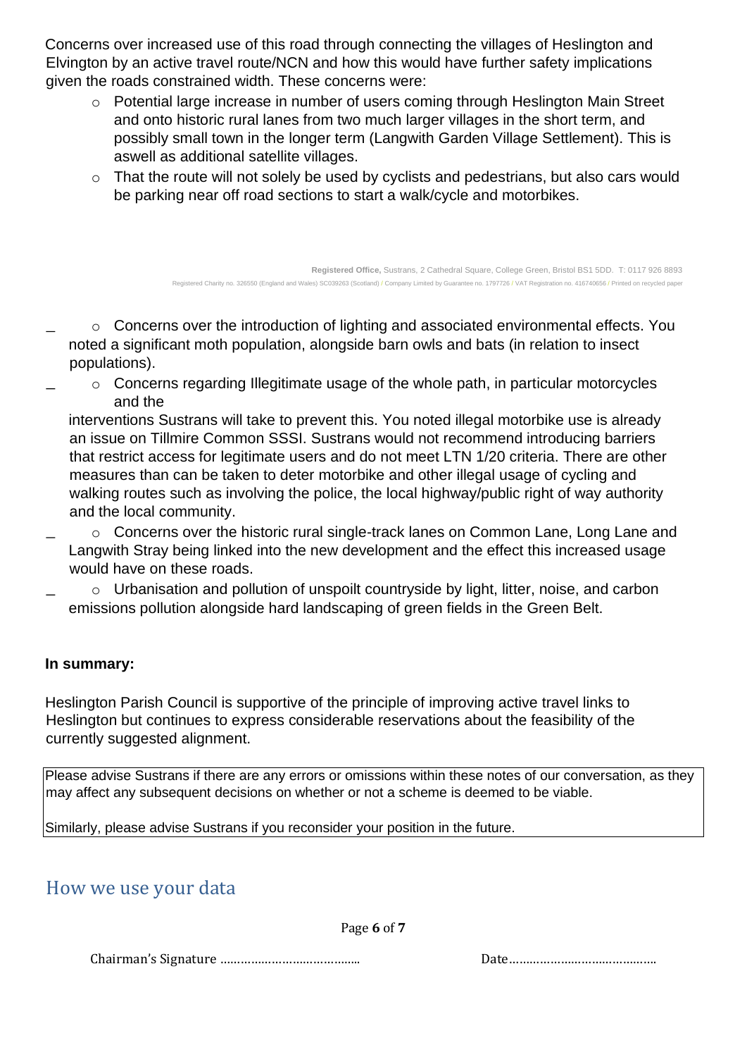Concerns over increased use of this road through connecting the villages of Heslington and Elvington by an active travel route/NCN and how this would have further safety implications given the roads constrained width. These concerns were:

- Potential large increase in number of users coming through Heslington Main Street and onto historic rural lanes from two much larger villages in the short term, and possibly small town in the longer term (Langwith Garden Village Settlement). This is aswell as additional satellite villages.
- That the route will not solely be used by cyclists and pedestrians, but also cars would be parking near off road sections to start a walk/cycle and motorbikes.

**Registered Office,** Sustrans, 2 Cathedral Square, College Green, Bristol BS1 5DD. T: 0117 926 8893
Registered Charity no. 326550 (England and Wales) SC039263 (Scotland) / Company Limited by Guarantee no. 1797726 / VAT Registration no. 416740656 / Printed on recycled paper

- Concerns over the introduction of lighting and associated environmental effects. You noted a significant moth population, alongside barn owls and bats (in relation to insect populations).
- Concerns regarding Illegitimate usage of the whole path, in particular motorcycles and the interventions Sustrans will take to prevent this. You noted illegal motorbike use is already an issue on Tillmire Common SSSI. Sustrans would not recommend introducing barriers that restrict access for legitimate users and do not meet LTN 1/20 criteria. There are other measures than can be taken to deter motorbike and other illegal usage of cycling and walking routes such as involving the police, the local highway/public right of way authority and the local community.
- Concerns over the historic rural single-track lanes on Common Lane, Long Lane and Langwith Stray being linked into the new development and the effect this increased usage would have on these roads.
- Urbanisation and pollution of unspoilt countryside by light, litter, noise, and carbon emissions pollution alongside hard landscaping of green fields in the Green Belt.

**In summary:**

Heslington Parish Council is supportive of the principle of improving active travel links to Heslington but continues to express considerable reservations about the feasibility of the currently suggested alignment.

Please advise Sustrans if there are any errors or omissions within these notes of our conversation, as they may affect any subsequent decisions on whether or not a scheme is deemed to be viable.

Similarly, please advise Sustrans if you reconsider your position in the future.

## How we use your data

Chairman's Signature …………………………………… Date……………………………………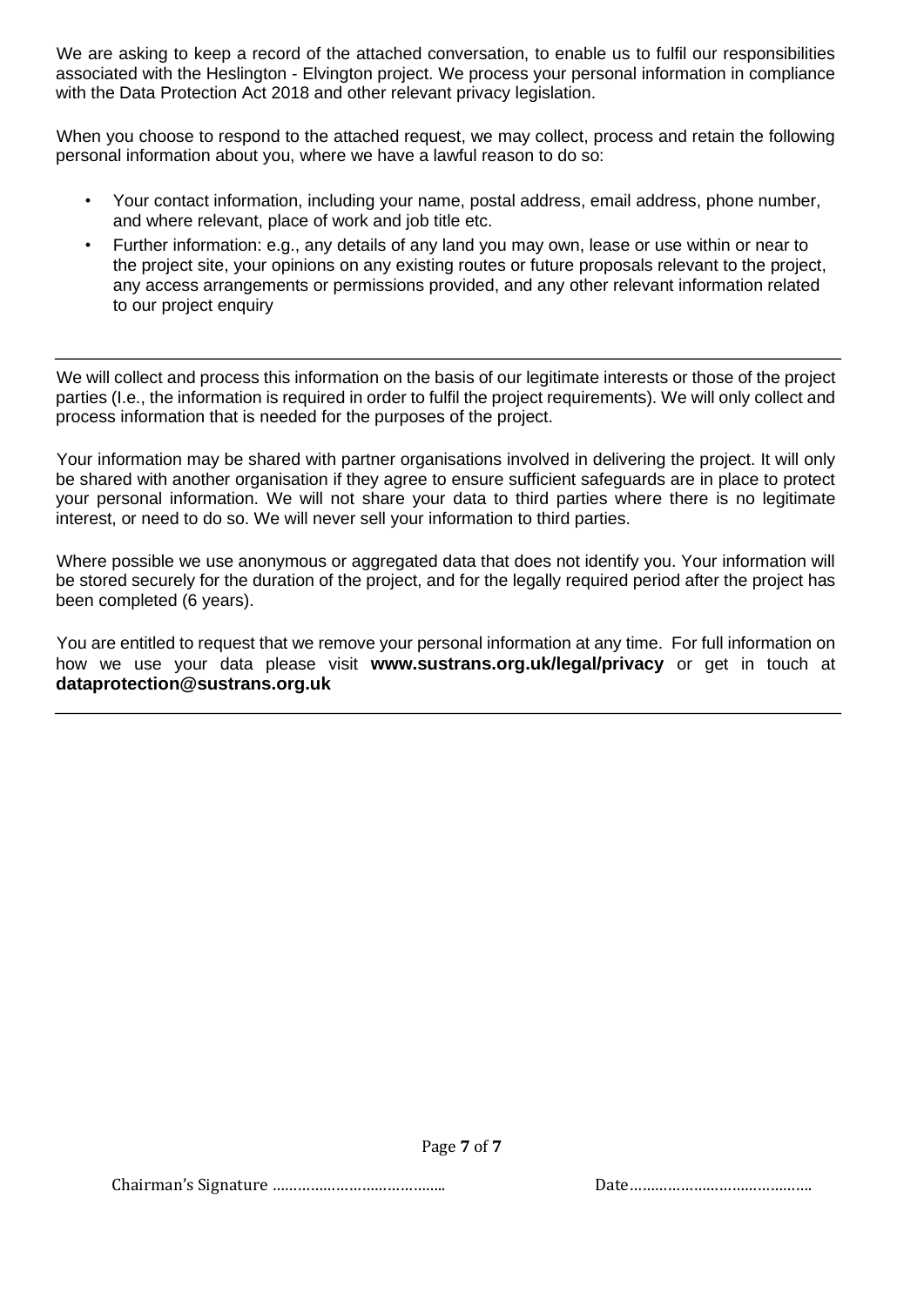We are asking to keep a record of the attached conversation, to enable us to fulfil our responsibilities associated with the Heslington - Elvington project. We process your personal information in compliance with the Data Protection Act 2018 and other relevant privacy legislation.

When you choose to respond to the attached request, we may collect, process and retain the following personal information about you, where we have a lawful reason to do so:

- Your contact information, including your name, postal address, email address, phone number, and where relevant, place of work and job title etc.
- Further information: e.g., any details of any land you may own, lease or use within or near to the project site, your opinions on any existing routes or future proposals relevant to the project, any access arrangements or permissions provided, and any other relevant information related to our project enquiry

---

We will collect and process this information on the basis of our legitimate interests or those of the project parties (I.e., the information is required in order to fulfil the project requirements). We will only collect and process information that is needed for the purposes of the project.

Your information may be shared with partner organisations involved in delivering the project. It will only be shared with another organisation if they agree to ensure sufficient safeguards are in place to protect your personal information. We will not share your data to third parties where there is no legitimate interest, or need to do so. We will never sell your information to third parties.

Where possible we use anonymous or aggregated data that does not identify you. Your information will be stored securely for the duration of the project, and for the legally required period after the project has been completed (6 years).

You are entitled to request that we remove your personal information at any time. For full information on how we use your data please visit **www.sustrans.org.uk/legal/privacy** or get in touch at **dataprotection@sustrans.org.uk**

---

Chairman's Signature …………………………………..  Date……………………………………